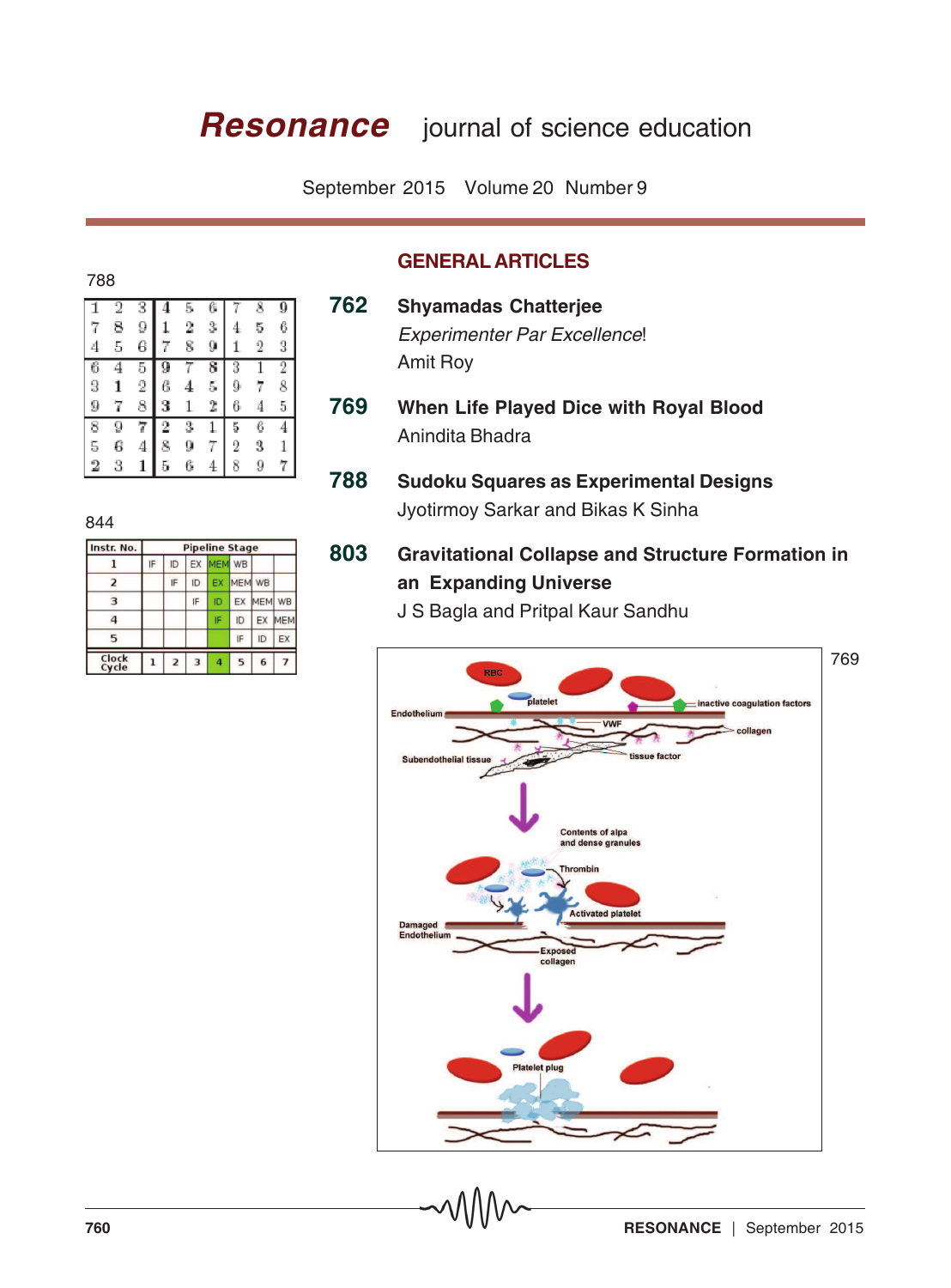# *Resonance* journal of science education

September 2015 Volume 20 Number 9

## GENERAL ARTICLES

**762** **Shyamadas Chatterjee**
*Experimenter Par Excellence*!
Amit Roy

**769** **When Life Played Dice with Royal Blood**
Anindita Bhadra

**788** **Sudoku Squares as Experimental Designs**
Jyotirmoy Sarkar and Bikas K Sinha

**803** **Gravitational Collapse and Structure Formation in an Expanding Universe**
J S Bagla and Pritpal Kaur Sandhu

788

| | | | | | | | | |
|---|---|---|---|---|---|---|---|---|
| 1 | 2 | 3 | 4 | 5 | 6 | 7 | 8 | 9 |
| 7 | 8 | 9 | 1 | 2 | 3 | 4 | 5 | 6 |
| 4 | 5 | 6 | 7 | 8 | 9 | 1 | 2 | 3 |
| 6 | 4 | 5 | 9 | 7 | 8 | 3 | 1 | 2 |
| 3 | 1 | 2 | 6 | 4 | 5 | 9 | 7 | 8 |
| 9 | 7 | 8 | 3 | 1 | 2 | 6 | 4 | 5 |
| 8 | 9 | 7 | 2 | 3 | 1 | 5 | 6 | 4 |
| 5 | 6 | 4 | 8 | 9 | 7 | 2 | 3 | 1 |
| 2 | 3 | 1 | 5 | 6 | 4 | 8 | 9 | 7 |

844

| Instr. No. | Pipeline Stage | | | | | | |
|---|---|---|---|---|---|---|---|
| 1 | IF | ID | EX | MEM | WB | | |
| 2 | | IF | ID | EX | MEM | WB | |
| 3 | | | IF | ID | EX | MEM | WB |
| 4 | | | | IF | ID | EX | MEM |
| 5 | | | | | IF | ID | EX |
| Clock Cycle | 1 | 2 | 3 | 4 | 5 | 6 | 7 |

769

RBC, platelet, Endothelium, inactive coagulation factors, VWF, collagen, Subendothelial tissue, tissue factor, Contents of alpa and dense granules, Thrombin, Activated platelet, Damaged Endothelium, Exposed collagen, Platelet plug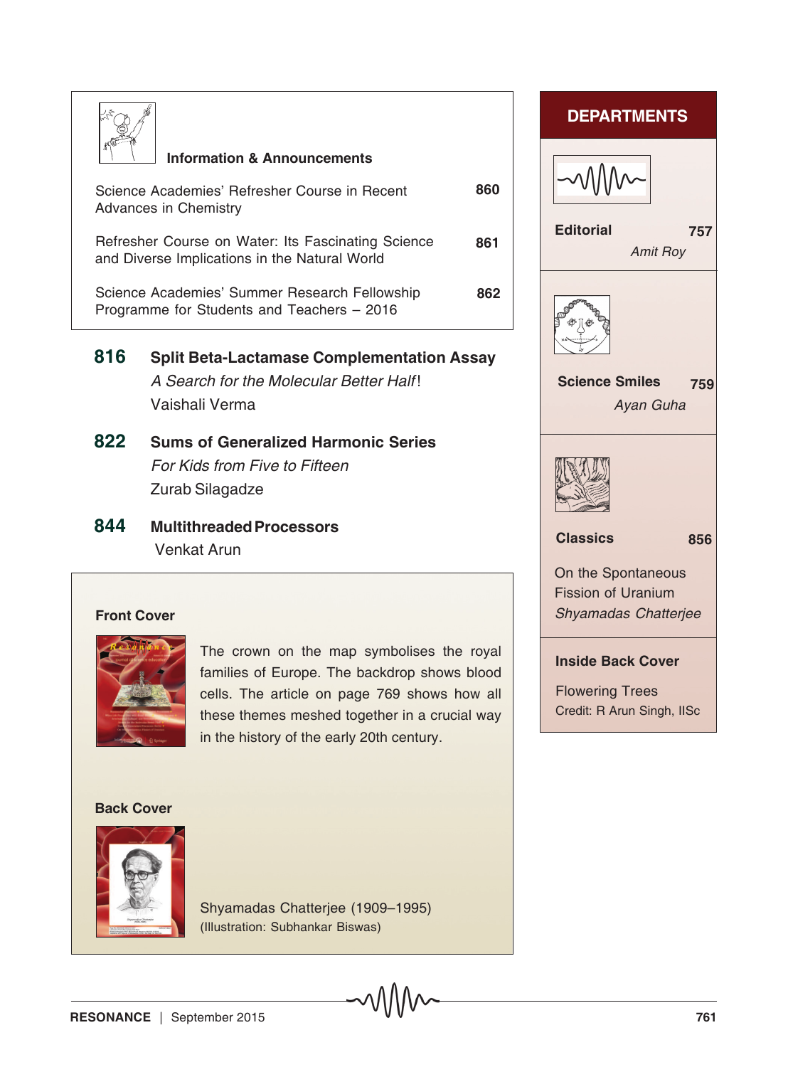## Information & Announcements

Science Academies' Refresher Course in Recent Advances in Chemistry — **860**

Refresher Course on Water: Its Fascinating Science and Diverse Implications in the Natural World — **861**

Science Academies' Summer Research Fellowship Programme for Students and Teachers – 2016 — **862**

**816** **Split Beta-Lactamase Complementation Assay**
*A Search for the Molecular Better Half*!
Vaishali Verma

**822** **Sums of Generalized Harmonic Series**
*For Kids from Five to Fifteen*
Zurab Silagadze

**844** **Multithreaded Processors**
Venkat Arun

### Front Cover

The crown on the map symbolises the royal families of Europe. The backdrop shows blood cells. The article on page 769 shows how all these themes meshed together in a crucial way in the history of the early 20th century.

### Back Cover

Shyamadas Chatterjee (1909–1995)
(Illustration: Subhankar Biswas)

## DEPARTMENTS

**Editorial** — **757**
*Amit Roy*

**Science Smiles** — **759**
*Ayan Guha*

**Classics** — **856**
On the Spontaneous Fission of Uranium
*Shyamadas Chatterjee*

**Inside Back Cover**
Flowering Trees
Credit: R Arun Singh, IISc